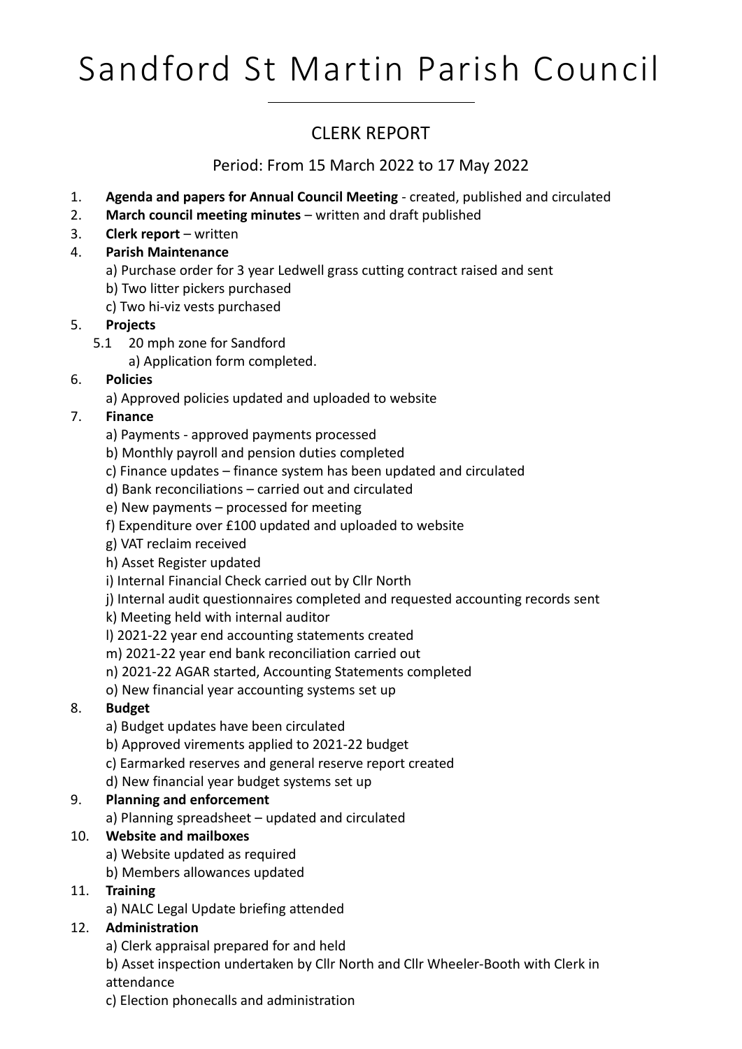# Sandford St Martin Parish Council

## CLERK REPORT

Period: From 15 March 2022 to 17 May 2022

1. **Agenda and papers for Annual Council Meeting** - created, published and circulated
2. **March council meeting minutes** – written and draft published
3. **Clerk report** – written
4. **Parish Maintenance**
   - a) Purchase order for 3 year Ledwell grass cutting contract raised and sent
   - b) Two litter pickers purchased
   - c) Two hi-viz vests purchased
5. **Projects**
   - 5.1 20 mph zone for Sandford
     - a) Application form completed.
6. **Policies**
   - a) Approved policies updated and uploaded to website
7. **Finance**
   - a) Payments - approved payments processed
   - b) Monthly payroll and pension duties completed
   - c) Finance updates – finance system has been updated and circulated
   - d) Bank reconciliations – carried out and circulated
   - e) New payments – processed for meeting
   - f) Expenditure over £100 updated and uploaded to website
   - g) VAT reclaim received
   - h) Asset Register updated
   - i) Internal Financial Check carried out by Cllr North
   - j) Internal audit questionnaires completed and requested accounting records sent
   - k) Meeting held with internal auditor
   - l) 2021-22 year end accounting statements created
   - m) 2021-22 year end bank reconciliation carried out
   - n) 2021-22 AGAR started, Accounting Statements completed
   - o) New financial year accounting systems set up
8. **Budget**
   - a) Budget updates have been circulated
   - b) Approved virements applied to 2021-22 budget
   - c) Earmarked reserves and general reserve report created
   - d) New financial year budget systems set up
9. **Planning and enforcement**
   - a) Planning spreadsheet – updated and circulated
10. **Website and mailboxes**
    - a) Website updated as required
    - b) Members allowances updated
11. **Training**
    - a) NALC Legal Update briefing attended
12. **Administration**
    - a) Clerk appraisal prepared for and held
    - b) Asset inspection undertaken by Cllr North and Cllr Wheeler-Booth with Clerk in attendance
    - c) Election phonecalls and administration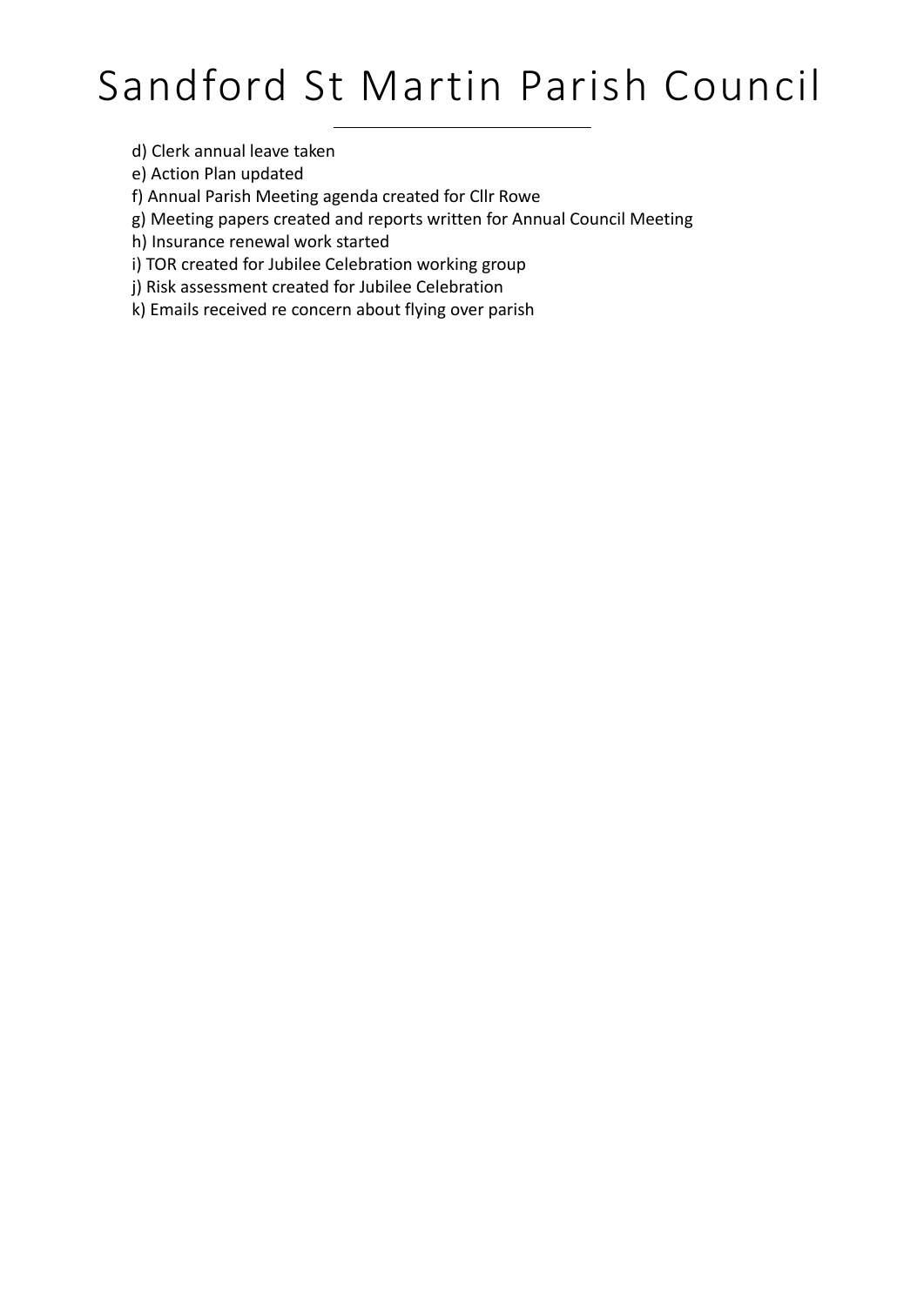d) Clerk annual leave taken

e) Action Plan updated

f) Annual Parish Meeting agenda created for Cllr Rowe

g) Meeting papers created and reports written for Annual Council Meeting

h) Insurance renewal work started

i) TOR created for Jubilee Celebration working group

j) Risk assessment created for Jubilee Celebration

k) Emails received re concern about flying over parish